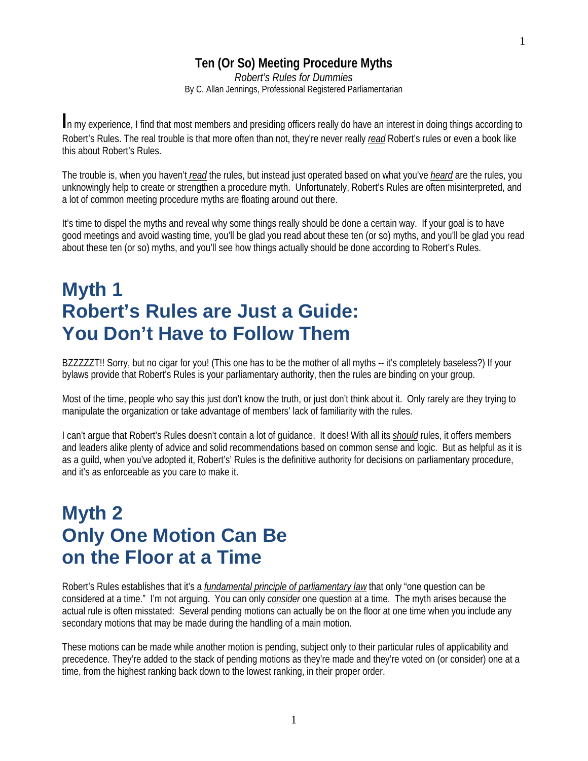# Ten (Or So) Meeting Procedure Myths

*Robert's Rules for Dummies*

By C. Allan Jennings, Professional Registered Parliamentarian

In my experience, I find that most members and presiding officers really do have an interest in doing things according to Robert's Rules. The real trouble is that more often than not, they're never really *read* Robert's rules or even a book like this about Robert's Rules.

The trouble is, when you haven't *read* the rules, but instead just operated based on what you've *heard* are the rules, you unknowingly help to create or strengthen a procedure myth. Unfortunately, Robert's Rules are often misinterpreted, and a lot of common meeting procedure myths are floating around out there.

It's time to dispel the myths and reveal why some things really should be done a certain way. If your goal is to have good meetings and avoid wasting time, you'll be glad you read about these ten (or so) myths, and you'll be glad you read about these ten (or so) myths, and you'll see how things actually should be done according to Robert's Rules.

## Myth 1
## Robert's Rules are Just a Guide: You Don't Have to Follow Them

BZZZZZT!! Sorry, but no cigar for you! (This one has to be the mother of all myths -- it's completely baseless?) If your bylaws provide that Robert's Rules is your parliamentary authority, then the rules are binding on your group.

Most of the time, people who say this just don't know the truth, or just don't think about it. Only rarely are they trying to manipulate the organization or take advantage of members' lack of familiarity with the rules.

I can't argue that Robert's Rules doesn't contain a lot of guidance. It does! With all its *should* rules, it offers members and leaders alike plenty of advice and solid recommendations based on common sense and logic. But as helpful as it is as a guild, when you've adopted it, Robert's' Rules is the definitive authority for decisions on parliamentary procedure, and it's as enforceable as you care to make it.

## Myth 2
## Only One Motion Can Be on the Floor at a Time

Robert's Rules establishes that it's a *fundamental principle of parliamentary law* that only "one question can be considered at a time." I'm not arguing. You can only *consider* one question at a time. The myth arises because the actual rule is often misstated: Several pending motions can actually be on the floor at one time when you include any secondary motions that may be made during the handling of a main motion.

These motions can be made while another motion is pending, subject only to their particular rules of applicability and precedence. They're added to the stack of pending motions as they're made and they're voted on (or consider) one at a time, from the highest ranking back down to the lowest ranking, in their proper order.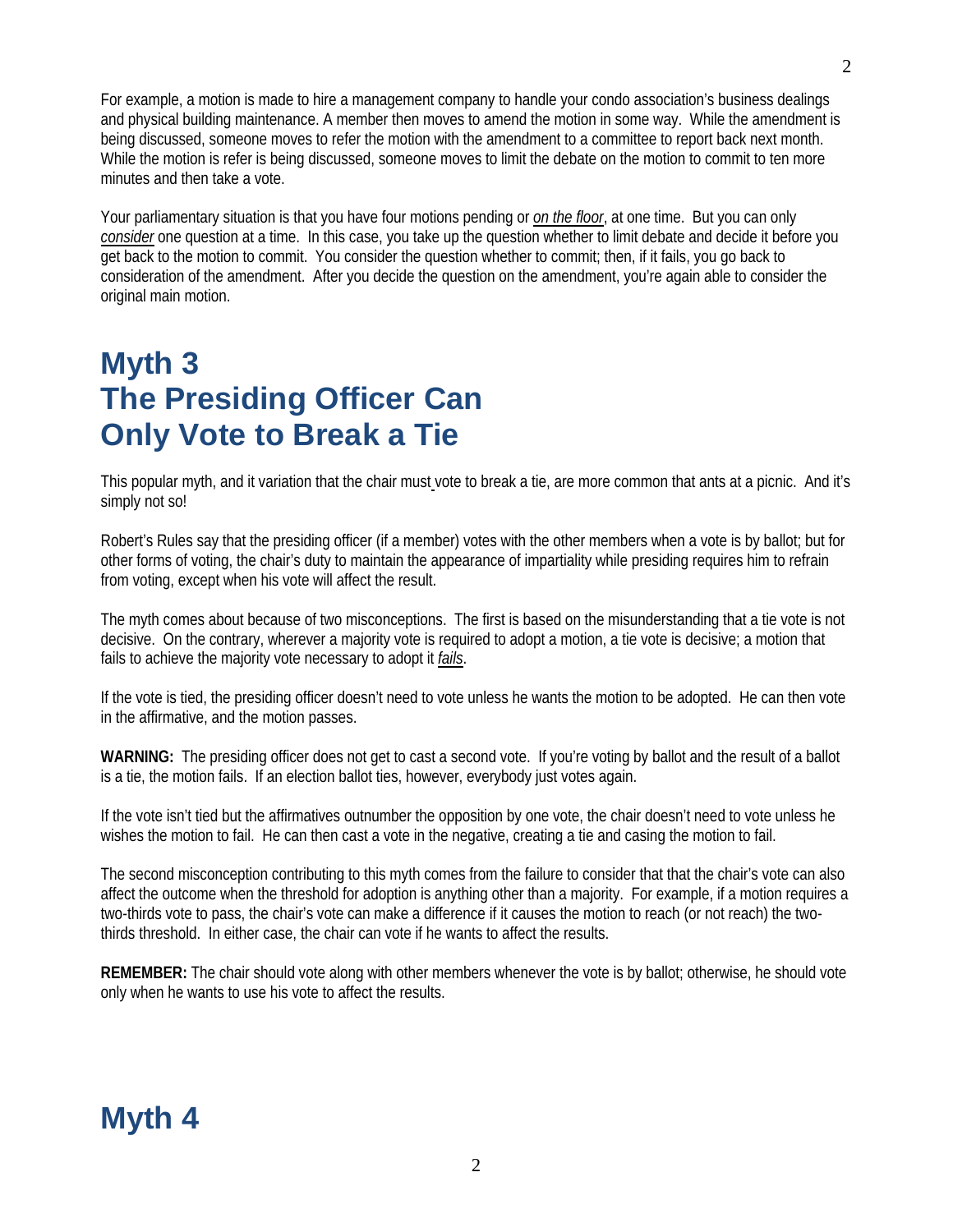For example, a motion is made to hire a management company to handle your condo association's business dealings and physical building maintenance. A member then moves to amend the motion in some way. While the amendment is being discussed, someone moves to refer the motion with the amendment to a committee to report back next month. While the motion is refer is being discussed, someone moves to limit the debate on the motion to commit to ten more minutes and then take a vote.

Your parliamentary situation is that you have four motions pending or *on the floor*, at one time. But you can only *consider* one question at a time. In this case, you take up the question whether to limit debate and decide it before you get back to the motion to commit. You consider the question whether to commit; then, if it fails, you go back to consideration of the amendment. After you decide the question on the amendment, you're again able to consider the original main motion.

# Myth 3 The Presiding Officer Can Only Vote to Break a Tie

This popular myth, and it variation that the chair must vote to break a tie, are more common that ants at a picnic. And it's simply not so!

Robert's Rules say that the presiding officer (if a member) votes with the other members when a vote is by ballot; but for other forms of voting, the chair's duty to maintain the appearance of impartiality while presiding requires him to refrain from voting, except when his vote will affect the result.

The myth comes about because of two misconceptions. The first is based on the misunderstanding that a tie vote is not decisive. On the contrary, wherever a majority vote is required to adopt a motion, a tie vote is decisive; a motion that fails to achieve the majority vote necessary to adopt it *fails*.

If the vote is tied, the presiding officer doesn't need to vote unless he wants the motion to be adopted. He can then vote in the affirmative, and the motion passes.

**WARNING:** The presiding officer does not get to cast a second vote. If you're voting by ballot and the result of a ballot is a tie, the motion fails. If an election ballot ties, however, everybody just votes again.

If the vote isn't tied but the affirmatives outnumber the opposition by one vote, the chair doesn't need to vote unless he wishes the motion to fail. He can then cast a vote in the negative, creating a tie and casing the motion to fail.

The second misconception contributing to this myth comes from the failure to consider that that the chair's vote can also affect the outcome when the threshold for adoption is anything other than a majority. For example, if a motion requires a two-thirds vote to pass, the chair's vote can make a difference if it causes the motion to reach (or not reach) the two-thirds threshold. In either case, the chair can vote if he wants to affect the results.

**REMEMBER:** The chair should vote along with other members whenever the vote is by ballot; otherwise, he should vote only when he wants to use his vote to affect the results.

# Myth 4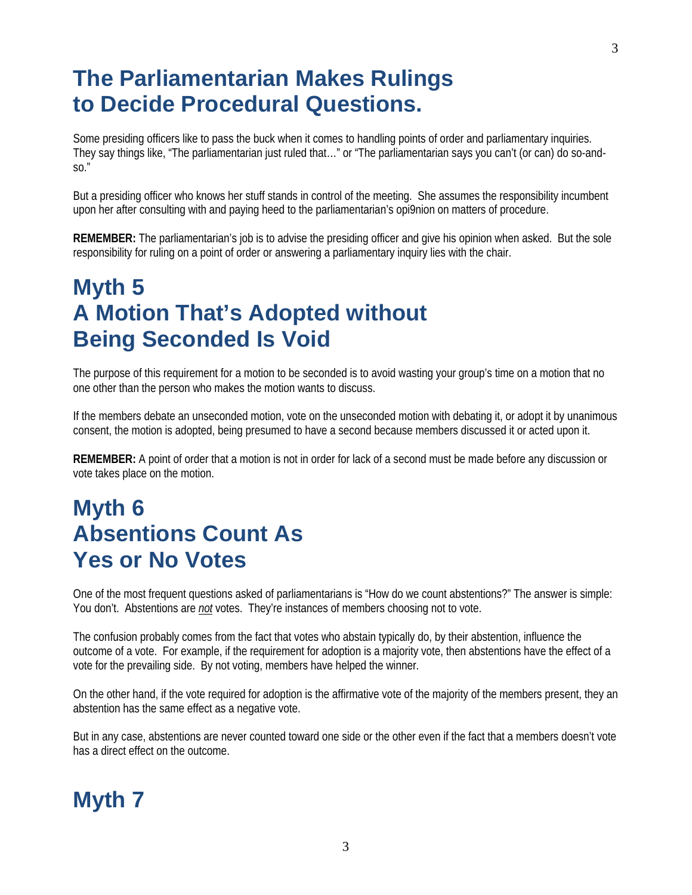## The Parliamentarian Makes Rulings to Decide Procedural Questions.

Some presiding officers like to pass the buck when it comes to handling points of order and parliamentary inquiries. They say things like, "The parliamentarian just ruled that…" or "The parliamentarian says you can't (or can) do so-and-so."

But a presiding officer who knows her stuff stands in control of the meeting. She assumes the responsibility incumbent upon her after consulting with and paying heed to the parliamentarian's opi9nion on matters of procedure.

**REMEMBER:** The parliamentarian's job is to advise the presiding officer and give his opinion when asked. But the sole responsibility for ruling on a point of order or answering a parliamentary inquiry lies with the chair.

## Myth 5
## A Motion That's Adopted without Being Seconded Is Void

The purpose of this requirement for a motion to be seconded is to avoid wasting your group's time on a motion that no one other than the person who makes the motion wants to discuss.

If the members debate an unseconded motion, vote on the unseconded motion with debating it, or adopt it by unanimous consent, the motion is adopted, being presumed to have a second because members discussed it or acted upon it.

**REMEMBER:** A point of order that a motion is not in order for lack of a second must be made before any discussion or vote takes place on the motion.

## Myth 6
## Absentions Count As Yes or No Votes

One of the most frequent questions asked of parliamentarians is "How do we count abstentions?" The answer is simple: You don't. Abstentions are ***not*** votes. They're instances of members choosing not to vote.

The confusion probably comes from the fact that votes who abstain typically do, by their abstention, influence the outcome of a vote. For example, if the requirement for adoption is a majority vote, then abstentions have the effect of a vote for the prevailing side. By not voting, members have helped the winner.

On the other hand, if the vote required for adoption is the affirmative vote of the majority of the members present, they an abstention has the same effect as a negative vote.

But in any case, abstentions are never counted toward one side or the other even if the fact that a members doesn't vote has a direct effect on the outcome.

## Myth 7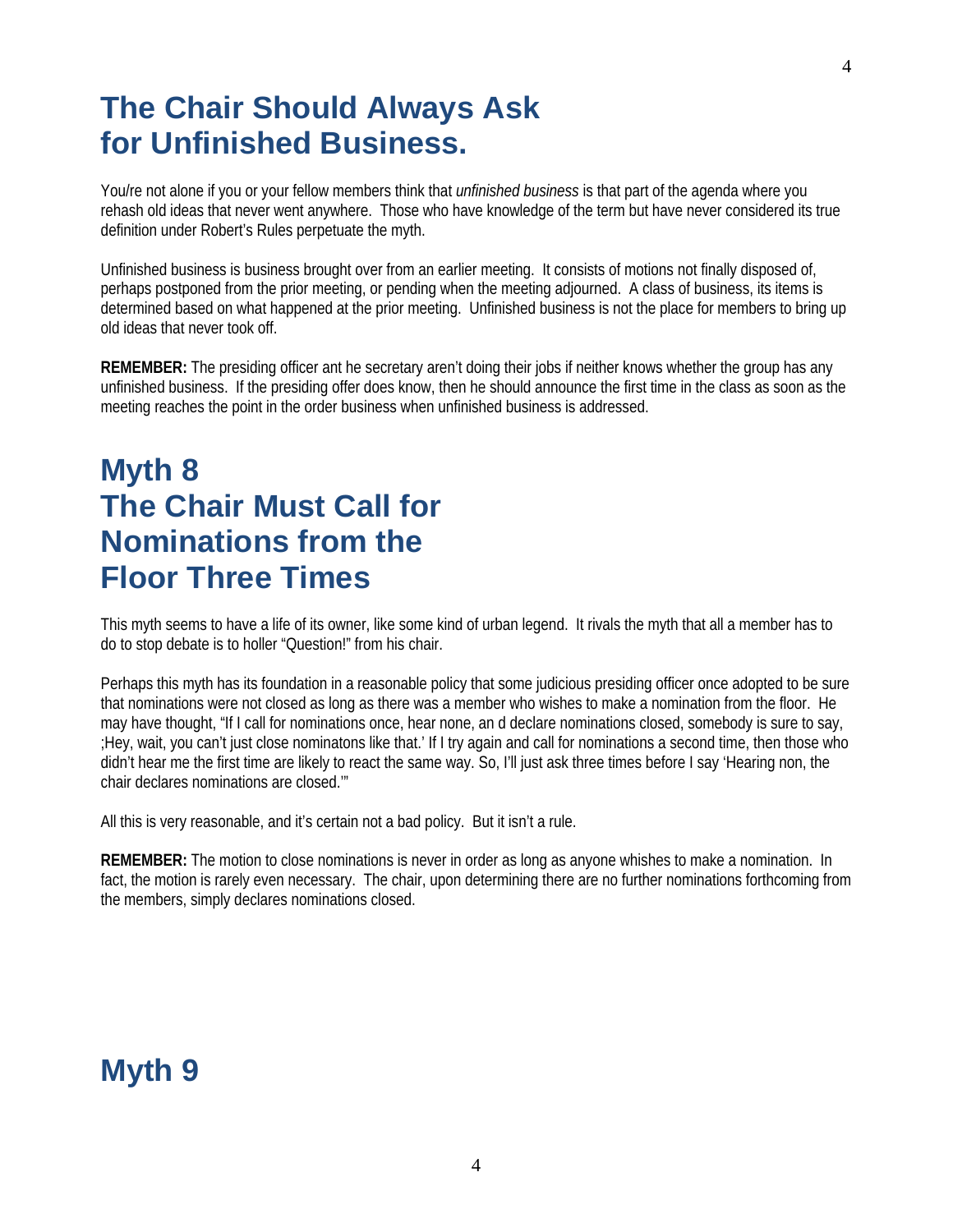# The Chair Should Always Ask for Unfinished Business.

You/re not alone if you or your fellow members think that *unfinished business* is that part of the agenda where you rehash old ideas that never went anywhere. Those who have knowledge of the term but have never considered its true definition under Robert's Rules perpetuate the myth.

Unfinished business is business brought over from an earlier meeting. It consists of motions not finally disposed of, perhaps postponed from the prior meeting, or pending when the meeting adjourned. A class of business, its items is determined based on what happened at the prior meeting. Unfinished business is not the place for members to bring up old ideas that never took off.

**REMEMBER:** The presiding officer ant he secretary aren't doing their jobs if neither knows whether the group has any unfinished business. If the presiding offer does know, then he should announce the first time in the class as soon as the meeting reaches the point in the order business when unfinished business is addressed.

# Myth 8 The Chair Must Call for Nominations from the Floor Three Times

This myth seems to have a life of its owner, like some kind of urban legend. It rivals the myth that all a member has to do to stop debate is to holler "Question!" from his chair.

Perhaps this myth has its foundation in a reasonable policy that some judicious presiding officer once adopted to be sure that nominations were not closed as long as there was a member who wishes to make a nomination from the floor. He may have thought, "If I call for nominations once, hear none, an d declare nominations closed, somebody is sure to say, ;Hey, wait, you can't just close nominatons like that.' If I try again and call for nominations a second time, then those who didn't hear me the first time are likely to react the same way. So, I'll just ask three times before I say 'Hearing non, the chair declares nominations are closed.'"

All this is very reasonable, and it's certain not a bad policy. But it isn't a rule.

**REMEMBER:** The motion to close nominations is never in order as long as anyone whishes to make a nomination. In fact, the motion is rarely even necessary. The chair, upon determining there are no further nominations forthcoming from the members, simply declares nominations closed.

# Myth 9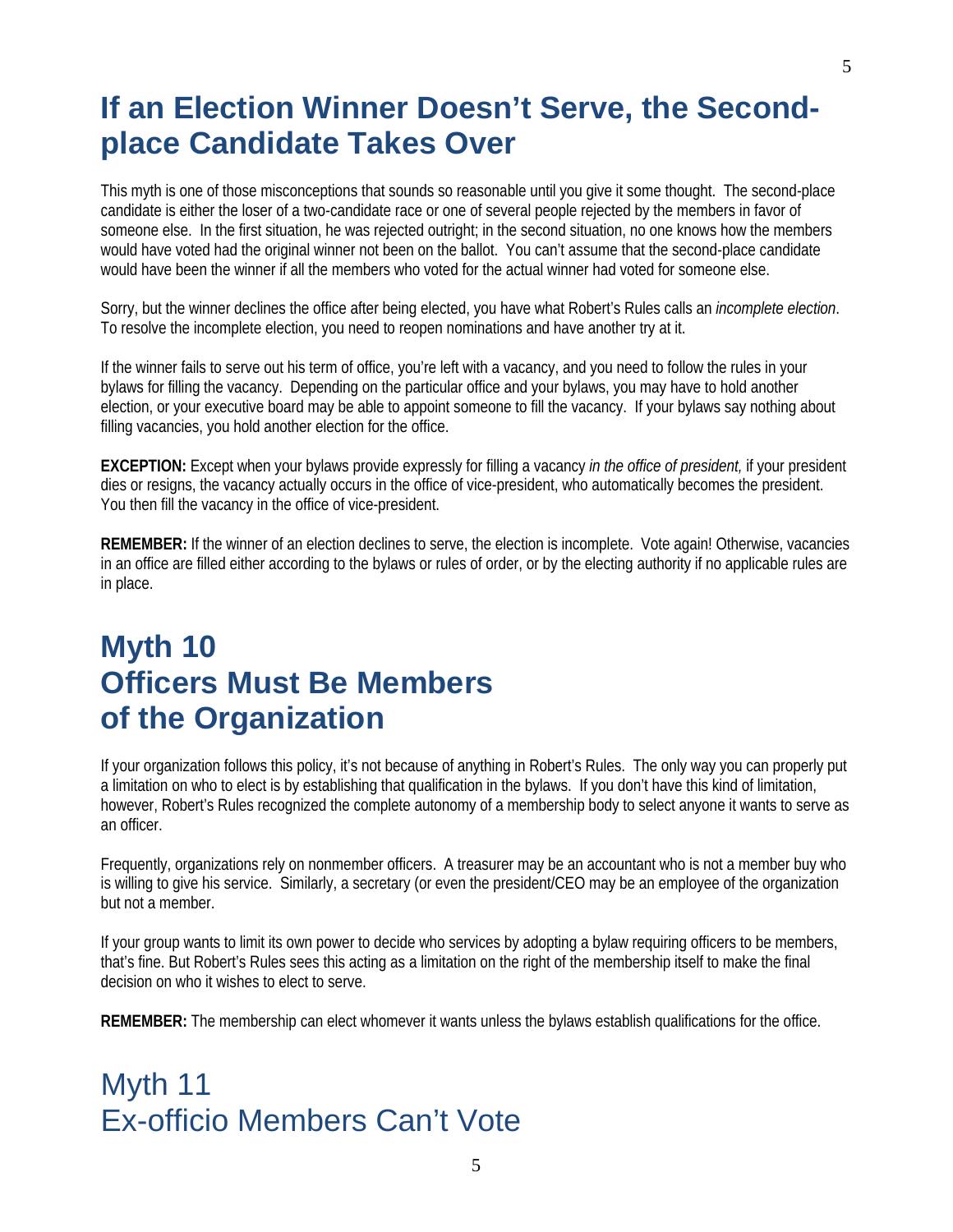## If an Election Winner Doesn't Serve, the Second-place Candidate Takes Over

This myth is one of those misconceptions that sounds so reasonable until you give it some thought. The second-place candidate is either the loser of a two-candidate race or one of several people rejected by the members in favor of someone else. In the first situation, he was rejected outright; in the second situation, no one knows how the members would have voted had the original winner not been on the ballot. You can't assume that the second-place candidate would have been the winner if all the members who voted for the actual winner had voted for someone else.

Sorry, but the winner declines the office after being elected, you have what Robert's Rules calls an *incomplete election*. To resolve the incomplete election, you need to reopen nominations and have another try at it.

If the winner fails to serve out his term of office, you're left with a vacancy, and you need to follow the rules in your bylaws for filling the vacancy. Depending on the particular office and your bylaws, you may have to hold another election, or your executive board may be able to appoint someone to fill the vacancy. If your bylaws say nothing about filling vacancies, you hold another election for the office.

**EXCEPTION:** Except when your bylaws provide expressly for filling a vacancy *in the office of president,* if your president dies or resigns, the vacancy actually occurs in the office of vice-president, who automatically becomes the president. You then fill the vacancy in the office of vice-president.

**REMEMBER:** If the winner of an election declines to serve, the election is incomplete. Vote again! Otherwise, vacancies in an office are filled either according to the bylaws or rules of order, or by the electing authority if no applicable rules are in place.

## Myth 10
## Officers Must Be Members of the Organization

If your organization follows this policy, it's not because of anything in Robert's Rules. The only way you can properly put a limitation on who to elect is by establishing that qualification in the bylaws. If you don't have this kind of limitation, however, Robert's Rules recognized the complete autonomy of a membership body to select anyone it wants to serve as an officer.

Frequently, organizations rely on nonmember officers. A treasurer may be an accountant who is not a member buy who is willing to give his service. Similarly, a secretary (or even the president/CEO may be an employee of the organization but not a member.

If your group wants to limit its own power to decide who services by adopting a bylaw requiring officers to be members, that's fine. But Robert's Rules sees this acting as a limitation on the right of the membership itself to make the final decision on who it wishes to elect to serve.

**REMEMBER:** The membership can elect whomever it wants unless the bylaws establish qualifications for the office.

## Myth 11
## Ex-officio Members Can't Vote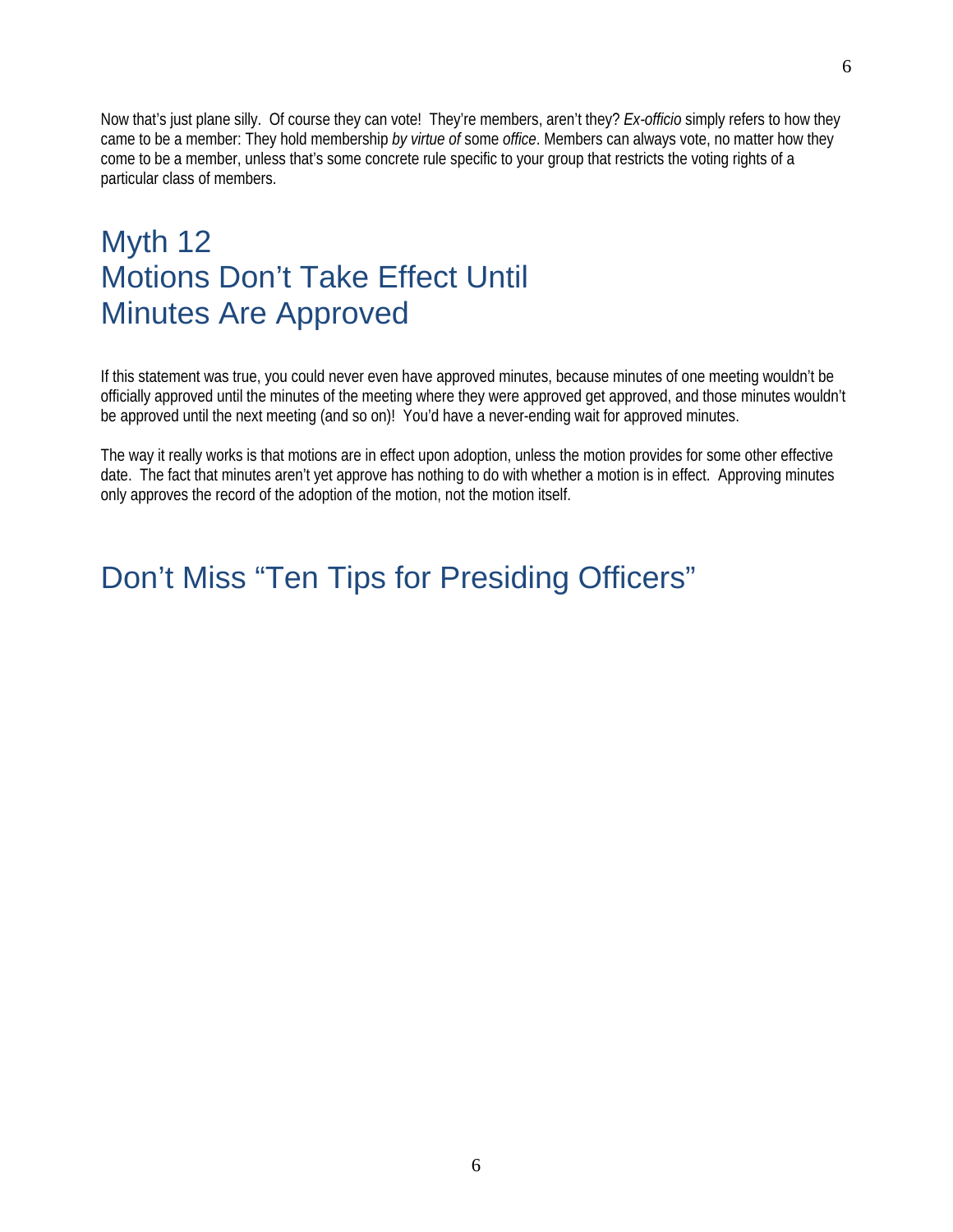Now that's just plane silly. Of course they can vote! They're members, aren't they? *Ex-officio* simply refers to how they came to be a member: They hold membership *by virtue of* some *office*. Members can always vote, no matter how they come to be a member, unless that's some concrete rule specific to your group that restricts the voting rights of a particular class of members.

## Myth 12 Motions Don't Take Effect Until Minutes Are Approved

If this statement was true, you could never even have approved minutes, because minutes of one meeting wouldn't be officially approved until the minutes of the meeting where they were approved get approved, and those minutes wouldn't be approved until the next meeting (and so on)! You'd have a never-ending wait for approved minutes.

The way it really works is that motions are in effect upon adoption, unless the motion provides for some other effective date. The fact that minutes aren't yet approve has nothing to do with whether a motion is in effect. Approving minutes only approves the record of the adoption of the motion, not the motion itself.

## Don't Miss "Ten Tips for Presiding Officers"